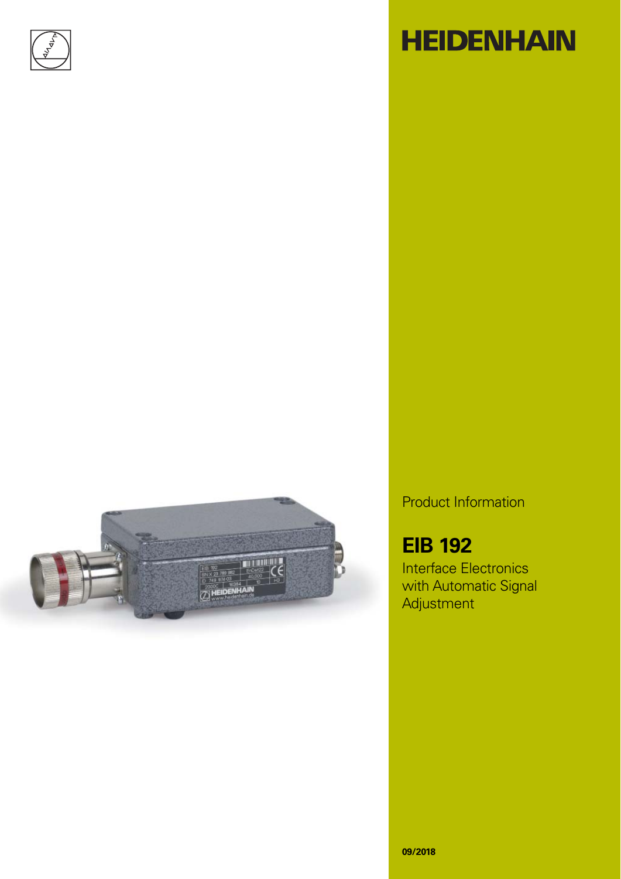# HEIDENHAIN

Product Information

## EIB 192

Interface Electronics with Automatic Signal Adjustment

**09/2018**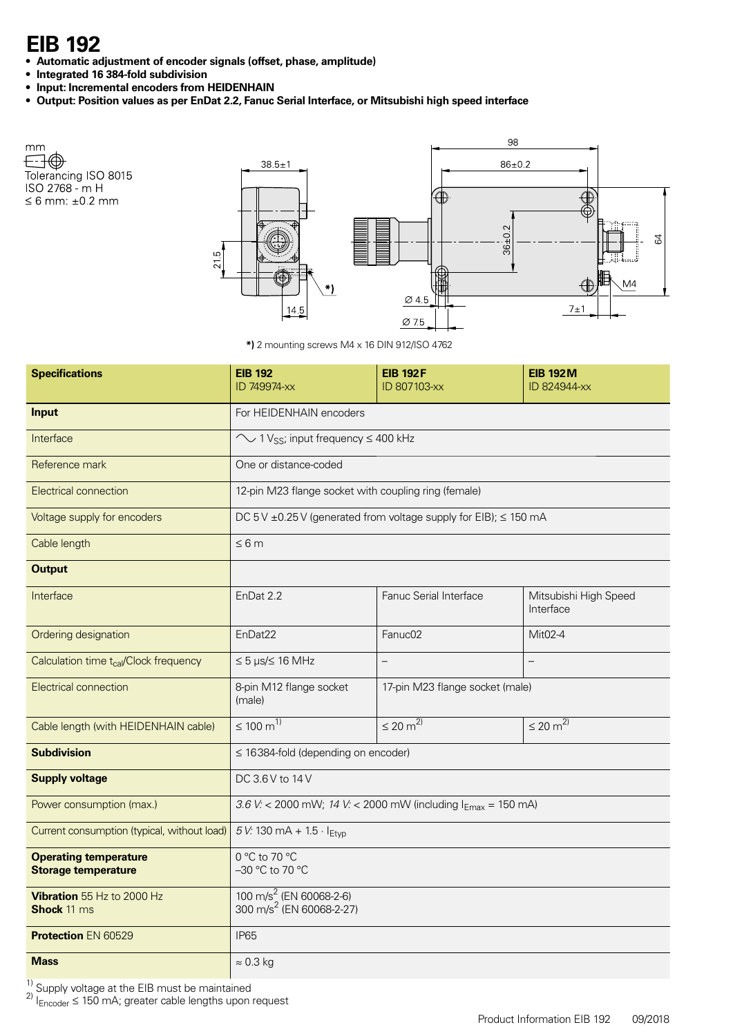# EIB 192

- **Automatic adjustment of encoder signals (offset, phase, amplitude)**
- **Integrated 16 384-fold subdivision**
- **Input: Incremental encoders from HEIDENHAIN**
- **Output: Position values as per EnDat 2.2, Fanuc Serial Interface, or Mitsubishi high speed interface**

mm

Tolerancing ISO 8015
ISO 2768 - m H
≤ 6 mm: ±0.2 mm

38.5±1, 21.5, 14.5, 98, 86±0.2, 36±0.2, 64, Ø 4.5, Ø 7.5, 7±1, M4

**\*)** 2 mounting screws M4 x 16 DIN 912/ISO 4762

| **Specifications** | **EIB 192** ID 749974-xx | **EIB 192F** ID 807103-xx | **EIB 192M** ID 824944-xx |
|---|---|---|---|
| **Input** | For HEIDENHAIN encoders | | |
| Interface | ∿ 1 $V_{SS}$; input frequency ≤ 400 kHz | | |
| Reference mark | One or distance-coded | | |
| Electrical connection | 12-pin M23 flange socket with coupling ring (female) | | |
| Voltage supply for encoders | DC 5 V ±0.25 V (generated from voltage supply for EIB); ≤ 150 mA | | |
| Cable length | ≤ 6 m | | |
| **Output** | | | |
| Interface | EnDat 2.2 | Fanuc Serial Interface | Mitsubishi High Speed Interface |
| Ordering designation | EnDat22 | Fanuc02 | Mit02-4 |
| Calculation time $t_{cal}$/Clock frequency | ≤ 5 µs/≤ 16 MHz | – | – |
| Electrical connection | 8-pin M12 flange socket (male) | 17-pin M23 flange socket (male) | |
| Cable length (with HEIDENHAIN cable) | ≤ 100 m[1] | ≤ 20 m[2] | ≤ 20 m[2] |
| **Subdivision** | ≤ 16384-fold (depending on encoder) | | |
| **Supply voltage** | DC 3.6 V to 14 V | | |
| Power consumption (max.) | *3.6 V:* < 2000 mW; *14 V:* < 2000 mW (including $I_{Emax}$ = 150 mA) | | |
| Current consumption (typical, without load) | *5 V:* 130 mA + 1.5 · $I_{Etyp}$ | | |
| **Operating temperature** **Storage temperature** | 0 °C to 70 °C –30 °C to 70 °C | | |
| **Vibration** 55 Hz to 2000 Hz **Shock** 11 ms | 100 $m/s^2$ (EN 60068-2-6) 300 $m/s^2$ (EN 60068-2-27) | | |
| **Protection** EN 60529 | IP65 | | |
| **Mass** | ≈ 0.3 kg | | |

[1] Supply voltage at the EIB must be maintained
[2] $I_{Encoder}$ ≤ 150 mA; greater cable lengths upon request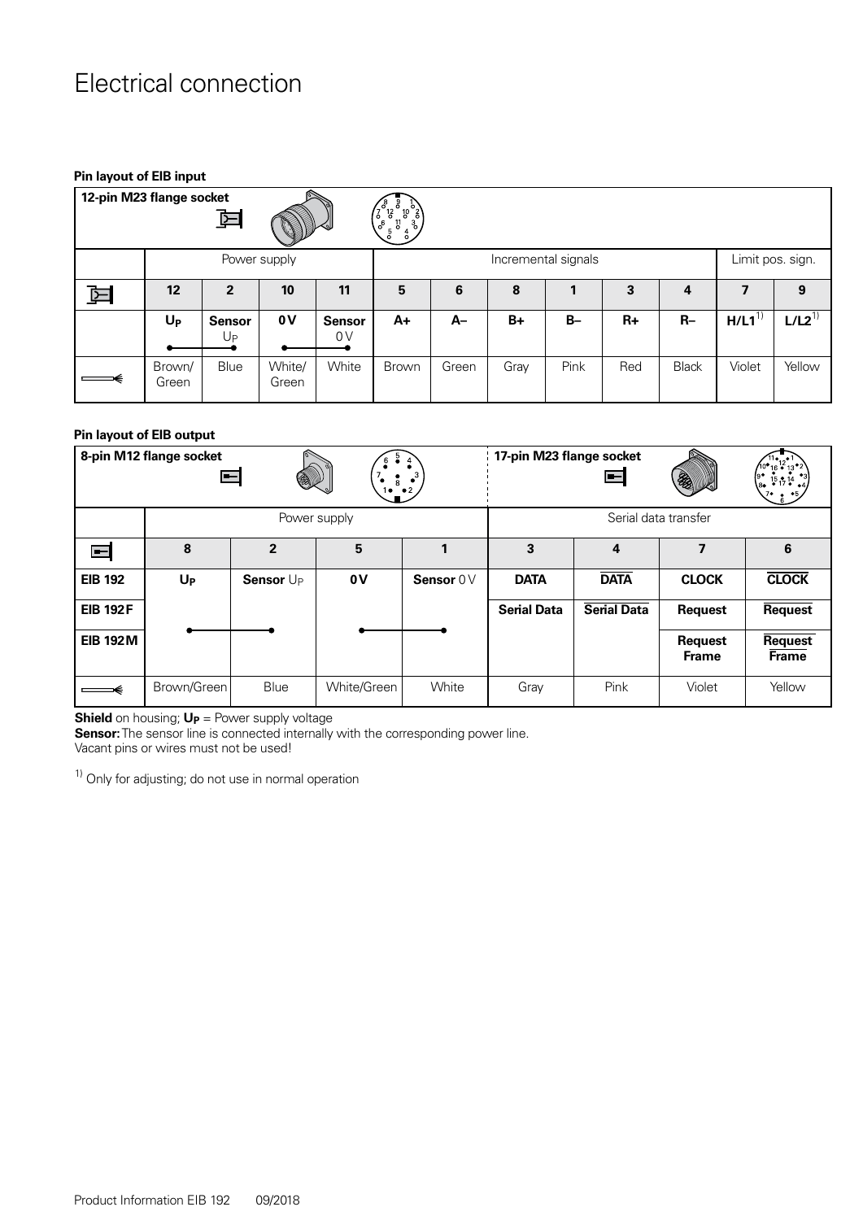# Electrical connection

**Pin layout of EIB input**

| 12-pin M23 flange socket | | | | | | | | | | | | |
|---|---|---|---|---|---|---|---|---|---|---|---|---|
| | Power supply | | | | Incremental signals | | | | | | Limit pos. sign. | |
| | **12** | **2** | **10** | **11** | **5** | **6** | **8** | **1** | **3** | **4** | **7** | **9** |
| | **$U_P$** | **Sensor** $U_P$ | **0 V** | **Sensor** 0 V | **A+** | **A–** | **B+** | **B–** | **R+** | **R–** | **H/L1**[1] | **L/L2**[1] |
| | Brown/ Green | Blue | White/ Green | White | Brown | Green | Gray | Pink | Red | Black | Violet | Yellow |

**Pin layout of EIB output**

| | 8-pin M12 flange socket | | | | 17-pin M23 flange socket | | | |
|---|---|---|---|---|---|---|---|---|
| | Power supply | | | | Serial data transfer | | | |
| | **8** | **2** | **5** | **1** | **3** | **4** | **7** | **6** |
| **EIB 192** | **$U_P$** | **Sensor** $U_P$ | **0 V** | **Sensor** 0 V | **DATA** | **$\overline{\text{DATA}}$** | **CLOCK** | **$\overline{\text{CLOCK}}$** |
| **EIB 192 F** | | | | | **Serial Data** | **$\overline{\text{Serial Data}}$** | **Request** | **$\overline{\text{Request}}$** |
| **EIB 192 M** | | | | | | | **Request Frame** | **$\overline{\text{Request Frame}}$** |
| | Brown/Green | Blue | White/Green | White | Gray | Pink | Violet | Yellow |

**Shield** on housing; **$U_P$** = Power supply voltage
**Sensor:** The sensor line is connected internally with the corresponding power line.
Vacant pins or wires must not be used!

[1] Only for adjusting; do not use in normal operation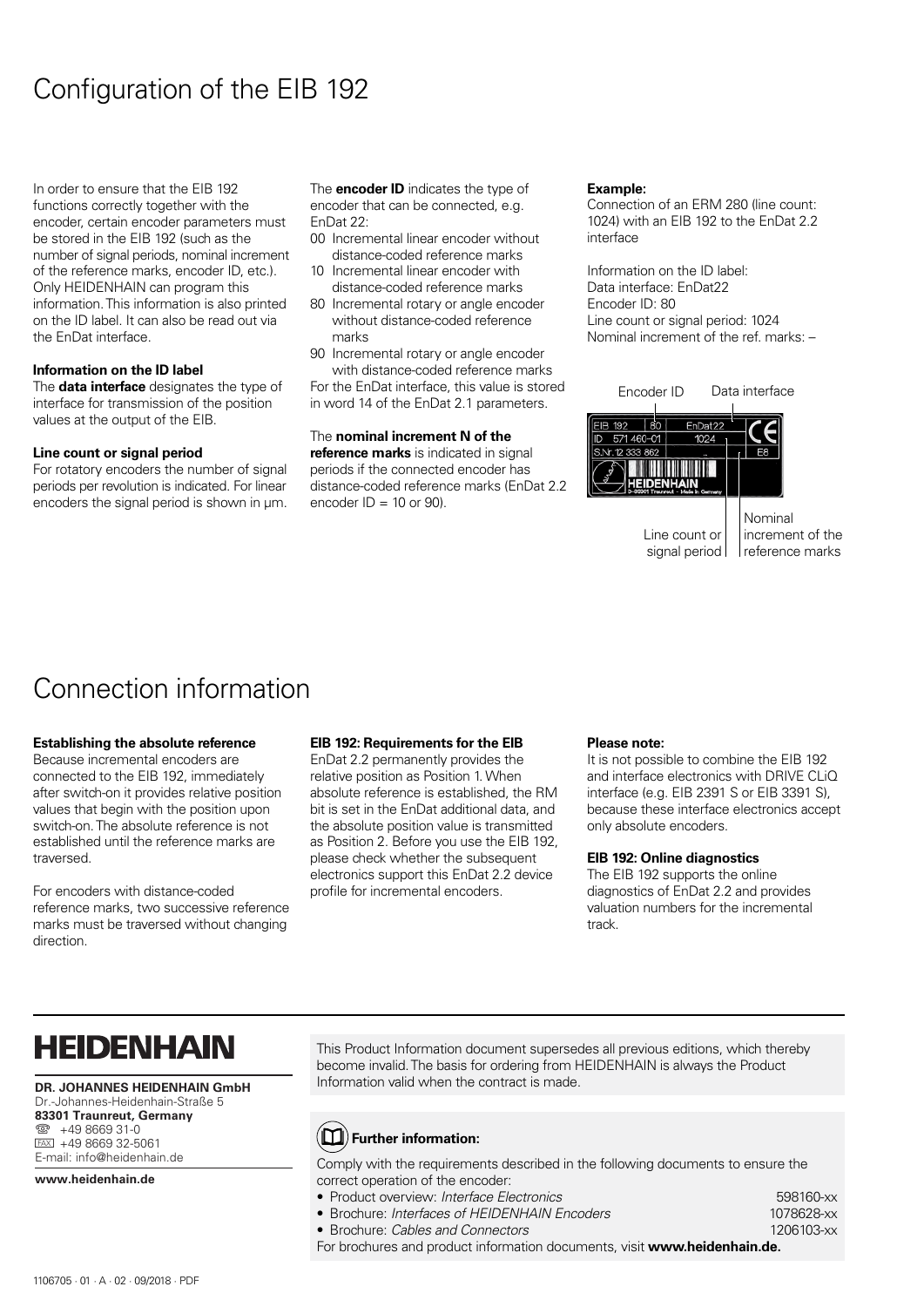# Configuration of the EIB 192

In order to ensure that the EIB 192 functions correctly together with the encoder, certain encoder parameters must be stored in the EIB 192 (such as the number of signal periods, nominal increment of the reference marks, encoder ID, etc.). Only HEIDENHAIN can program this information. This information is also printed on the ID label. It can also be read out via the EnDat interface.

**Information on the ID label**

The **data interface** designates the type of interface for transmission of the position values at the output of the EIB.

**Line count or signal period**

For rotatory encoders the number of signal periods per revolution is indicated. For linear encoders the signal period is shown in µm.

The **encoder ID** indicates the type of encoder that can be connected, e.g. EnDat 22:

- 00 Incremental linear encoder without distance-coded reference marks
- 10 Incremental linear encoder with distance-coded reference marks
- 80 Incremental rotary or angle encoder without distance-coded reference marks
- 90 Incremental rotary or angle encoder with distance-coded reference marks

For the EnDat interface, this value is stored in word 14 of the EnDat 2.1 parameters.

The **nominal increment N of the reference marks** is indicated in signal periods if the connected encoder has distance-coded reference marks (EnDat 2.2 encoder ID = 10 or 90).

**Example:**

Connection of an ERM 280 (line count: 1024) with an EIB 192 to the EnDat 2.2 interface

Information on the ID label:
Data interface: EnDat22
Encoder ID: 80
Line count or signal period: 1024
Nominal increment of the ref. marks: –

Encoder ID
Data interface
EIB 192 | 80 | EnDat22
ID 571 460-01 | 1024
S.Nr. 12 333 862
HEIDENHAIN
Line count or signal period
Nominal increment of the reference marks

# Connection information

**Establishing the absolute reference**

Because incremental encoders are connected to the EIB 192, immediately after switch-on it provides relative position values that begin with the position upon switch-on. The absolute reference is not established until the reference marks are traversed.

For encoders with distance-coded reference marks, two successive reference marks must be traversed without changing direction.

**EIB 192: Requirements for the EIB**

EnDat 2.2 permanently provides the relative position as Position 1. When absolute reference is established, the RM bit is set in the EnDat additional data, and the absolute position value is transmitted as Position 2. Before you use the EIB 192, please check whether the subsequent electronics support this EnDat 2.2 device profile for incremental encoders.

**Please note:**

It is not possible to combine the EIB 192 and interface electronics with DRIVE CLiQ interface (e.g. EIB 2391 S or EIB 3391 S), because these interface electronics accept only absolute encoders.

**EIB 192: Online diagnostics**

The EIB 192 supports the online diagnostics of EnDat 2.2 and provides valuation numbers for the incremental track.

**HEIDENHAIN**

**DR. JOHANNES HEIDENHAIN GmbH**
Dr.-Johannes-Heidenhain-Straße 5
**83301 Traunreut, Germany**
+49 8669 31-0
FAX +49 8669 32-5061
E-mail: info@heidenhain.de

**www.heidenhain.de**

This Product Information document supersedes all previous editions, which thereby become invalid. The basis for ordering from HEIDENHAIN is always the Product Information valid when the contract is made.

**Further information:**

Comply with the requirements described in the following documents to ensure the correct operation of the encoder:

- Product overview: *Interface Electronics* 598160-xx
- Brochure: *Interfaces of HEIDENHAIN Encoders* 1078628-xx
- Brochure: *Cables and Connectors* 1206103-xx

For brochures and product information documents, visit **www.heidenhain.de.**

1106705 · 01 · A · 02 · 09/2018 · PDF